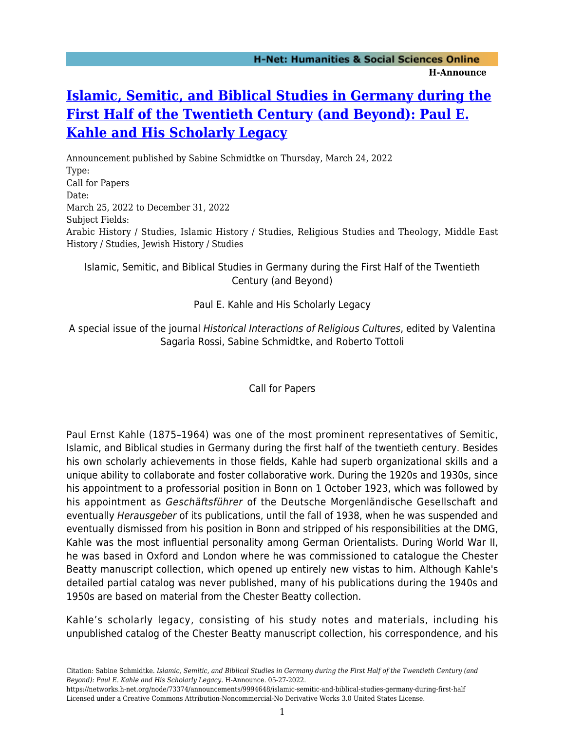# Islamic, Semitic, and Biblical Studies in Germany during the First Half of the Twentieth Century (and Beyond): Paul E. Kahle and His Scholarly Legacy

Announcement published by Sabine Schmidtke on Thursday, March 24, 2022

Type:
Call for Papers

Date:
March 25, 2022 to December 31, 2022

Subject Fields:
Arabic History / Studies, Islamic History / Studies, Religious Studies and Theology, Middle East History / Studies, Jewish History / Studies

Islamic, Semitic, and Biblical Studies in Germany during the First Half of the Twentieth Century (and Beyond)

Paul E. Kahle and His Scholarly Legacy

A special issue of the journal *Historical Interactions of Religious Cultures*, edited by Valentina Sagaria Rossi, Sabine Schmidtke, and Roberto Tottoli

Call for Papers

Paul Ernst Kahle (1875–1964) was one of the most prominent representatives of Semitic, Islamic, and Biblical studies in Germany during the first half of the twentieth century. Besides his own scholarly achievements in those fields, Kahle had superb organizational skills and a unique ability to collaborate and foster collaborative work. During the 1920s and 1930s, since his appointment to a professorial position in Bonn on 1 October 1923, which was followed by his appointment as *Geschäftsführer* of the Deutsche Morgenländische Gesellschaft and eventually *Herausgeber* of its publications, until the fall of 1938, when he was suspended and eventually dismissed from his position in Bonn and stripped of his responsibilities at the DMG, Kahle was the most influential personality among German Orientalists. During World War II, he was based in Oxford and London where he was commissioned to catalogue the Chester Beatty manuscript collection, which opened up entirely new vistas to him. Although Kahle's detailed partial catalog was never published, many of his publications during the 1940s and 1950s are based on material from the Chester Beatty collection.

Kahle’s scholarly legacy, consisting of his study notes and materials, including his unpublished catalog of the Chester Beatty manuscript collection, his correspondence, and his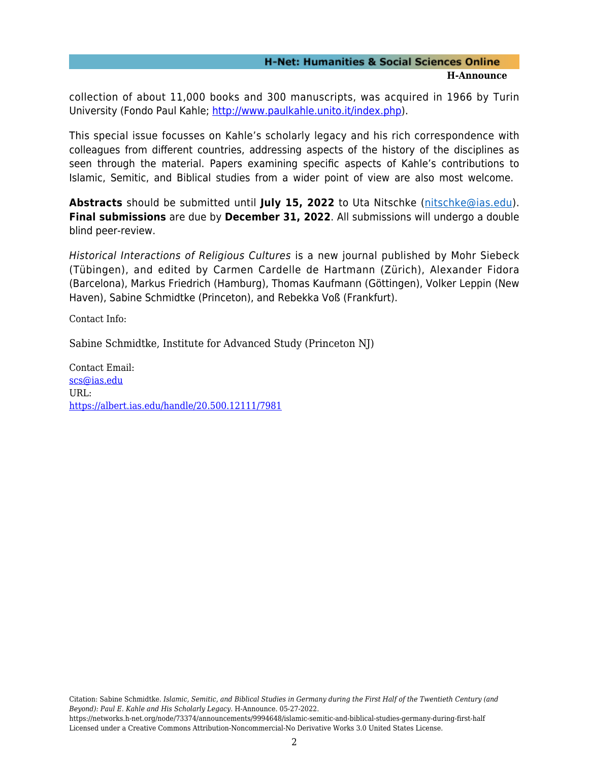collection of about 11,000 books and 300 manuscripts, was acquired in 1966 by Turin University (Fondo Paul Kahle; http://www.paulkahle.unito.it/index.php).

This special issue focusses on Kahle's scholarly legacy and his rich correspondence with colleagues from different countries, addressing aspects of the history of the disciplines as seen through the material. Papers examining specific aspects of Kahle's contributions to Islamic, Semitic, and Biblical studies from a wider point of view are also most welcome.

**Abstracts** should be submitted until **July 15, 2022** to Uta Nitschke (nitschke@ias.edu). **Final submissions** are due by **December 31, 2022**. All submissions will undergo a double blind peer-review.

*Historical Interactions of Religious Cultures* is a new journal published by Mohr Siebeck (Tübingen), and edited by Carmen Cardelle de Hartmann (Zürich), Alexander Fidora (Barcelona), Markus Friedrich (Hamburg), Thomas Kaufmann (Göttingen), Volker Leppin (New Haven), Sabine Schmidtke (Princeton), and Rebekka Voß (Frankfurt).

Contact Info:

Sabine Schmidtke, Institute for Advanced Study (Princeton NJ)

Contact Email:
scs@ias.edu
URL:
https://albert.ias.edu/handle/20.500.12111/7981

Citation: Sabine Schmidtke. *Islamic, Semitic, and Biblical Studies in Germany during the First Half of the Twentieth Century (and Beyond): Paul E. Kahle and His Scholarly Legacy*. H-Announce. 05-27-2022.
https://networks.h-net.org/node/73374/announcements/9994648/islamic-semitic-and-biblical-studies-germany-during-first-half
Licensed under a Creative Commons Attribution-Noncommercial-No Derivative Works 3.0 United States License.